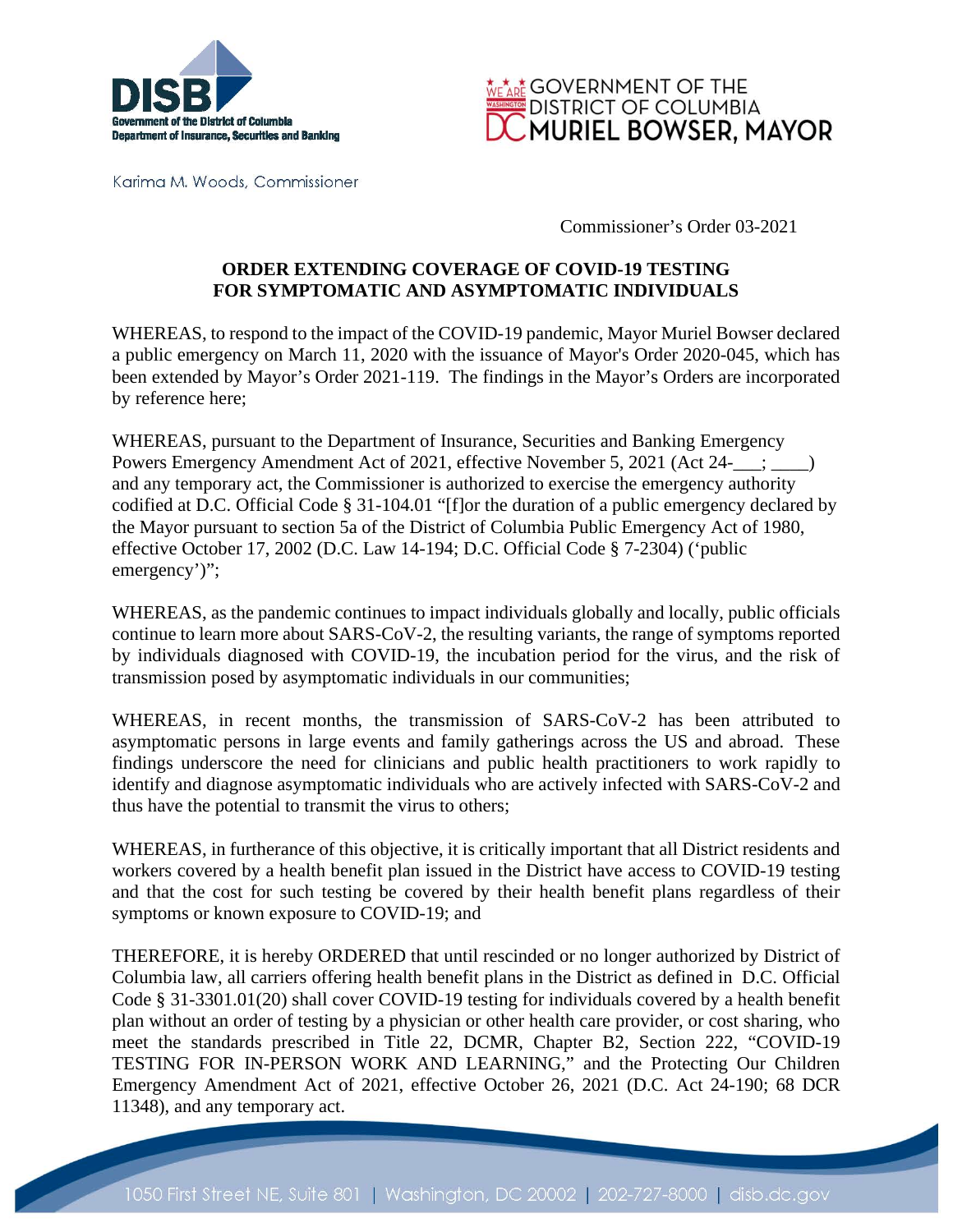DISB
Government of the District of Columbia
Department of Insurance, Securities and Banking

GOVERNMENT OF THE DISTRICT OF COLUMBIA
MURIEL BOWSER, MAYOR

Karima M. Woods, Commissioner

Commissioner's Order 03-2021

**ORDER EXTENDING COVERAGE OF COVID-19 TESTING FOR SYMPTOMATIC AND ASYMPTOMATIC INDIVIDUALS**

WHEREAS, to respond to the impact of the COVID-19 pandemic, Mayor Muriel Bowser declared a public emergency on March 11, 2020 with the issuance of Mayor's Order 2020-045, which has been extended by Mayor's Order 2021-119. The findings in the Mayor's Orders are incorporated by reference here;

WHEREAS, pursuant to the Department of Insurance, Securities and Banking Emergency Powers Emergency Amendment Act of 2021, effective November 5, 2021 (Act 24-___; ____) and any temporary act, the Commissioner is authorized to exercise the emergency authority codified at D.C. Official Code § 31-104.01 "[f]or the duration of a public emergency declared by the Mayor pursuant to section 5a of the District of Columbia Public Emergency Act of 1980, effective October 17, 2002 (D.C. Law 14-194; D.C. Official Code § 7-2304) ('public emergency')";

WHEREAS, as the pandemic continues to impact individuals globally and locally, public officials continue to learn more about SARS-CoV-2, the resulting variants, the range of symptoms reported by individuals diagnosed with COVID-19, the incubation period for the virus, and the risk of transmission posed by asymptomatic individuals in our communities;

WHEREAS, in recent months, the transmission of SARS-CoV-2 has been attributed to asymptomatic persons in large events and family gatherings across the US and abroad. These findings underscore the need for clinicians and public health practitioners to work rapidly to identify and diagnose asymptomatic individuals who are actively infected with SARS-CoV-2 and thus have the potential to transmit the virus to others;

WHEREAS, in furtherance of this objective, it is critically important that all District residents and workers covered by a health benefit plan issued in the District have access to COVID-19 testing and that the cost for such testing be covered by their health benefit plans regardless of their symptoms or known exposure to COVID-19; and

THEREFORE, it is hereby ORDERED that until rescinded or no longer authorized by District of Columbia law, all carriers offering health benefit plans in the District as defined in D.C. Official Code § 31-3301.01(20) shall cover COVID-19 testing for individuals covered by a health benefit plan without an order of testing by a physician or other health care provider, or cost sharing, who meet the standards prescribed in Title 22, DCMR, Chapter B2, Section 222, "COVID-19 TESTING FOR IN-PERSON WORK AND LEARNING," and the Protecting Our Children Emergency Amendment Act of 2021, effective October 26, 2021 (D.C. Act 24-190; 68 DCR 11348), and any temporary act.

1050 First Street NE, Suite 801 | Washington, DC 20002 | 202-727-8000 | disb.dc.gov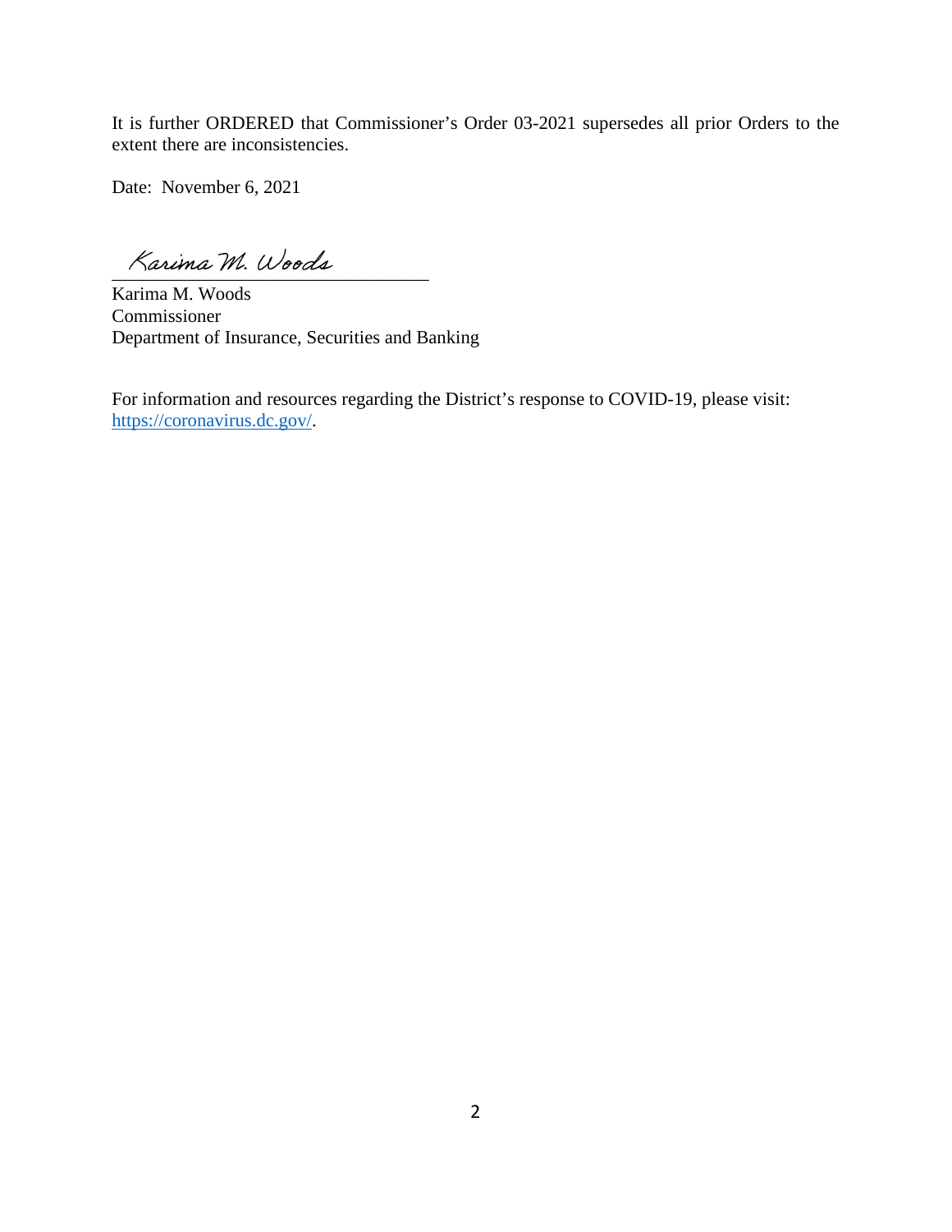It is further ORDERED that Commissioner's Order 03-2021 supersedes all prior Orders to the extent there are inconsistencies.

Date: November 6, 2021

Karima M. Woods

Karima M. Woods
Commissioner
Department of Insurance, Securities and Banking

For information and resources regarding the District's response to COVID-19, please visit: [https://coronavirus.dc.gov/](https://coronavirus.dc.gov/).